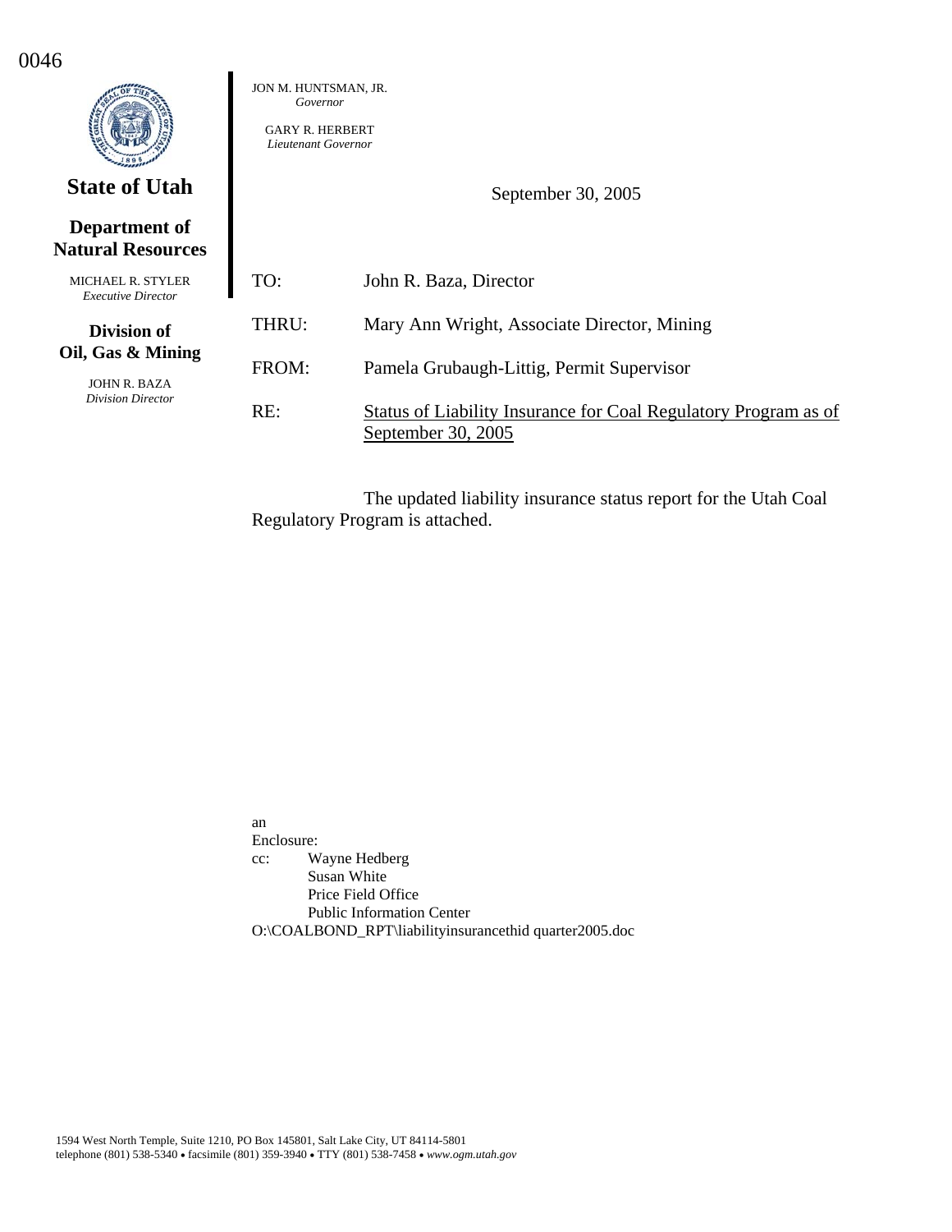0046

**State of Utah**

**Department of Natural Resources**

MICHAEL R. STYLER
*Executive Director*

**Division of Oil, Gas & Mining**

JOHN R. BAZA
*Division Director*

JON M. HUNTSMAN, JR.
*Governor*

GARY R. HERBERT
*Lieutenant Governor*

September 30, 2005

TO: John R. Baza, Director

THRU: Mary Ann Wright, Associate Director, Mining

FROM: Pamela Grubaugh-Littig, Permit Supervisor

RE: Status of Liability Insurance for Coal Regulatory Program as of September 30, 2005

The updated liability insurance status report for the Utah Coal Regulatory Program is attached.

an
Enclosure:
cc: Wayne Hedberg
Susan White
Price Field Office
Public Information Center
O:\COALBOND_RPT\liabilityinsurancethid quarter2005.doc

1594 West North Temple, Suite 1210, PO Box 145801, Salt Lake City, UT 84114-5801
telephone (801) 538-5340 • facsimile (801) 359-3940 • TTY (801) 538-7458 • *www.ogm.utah.gov*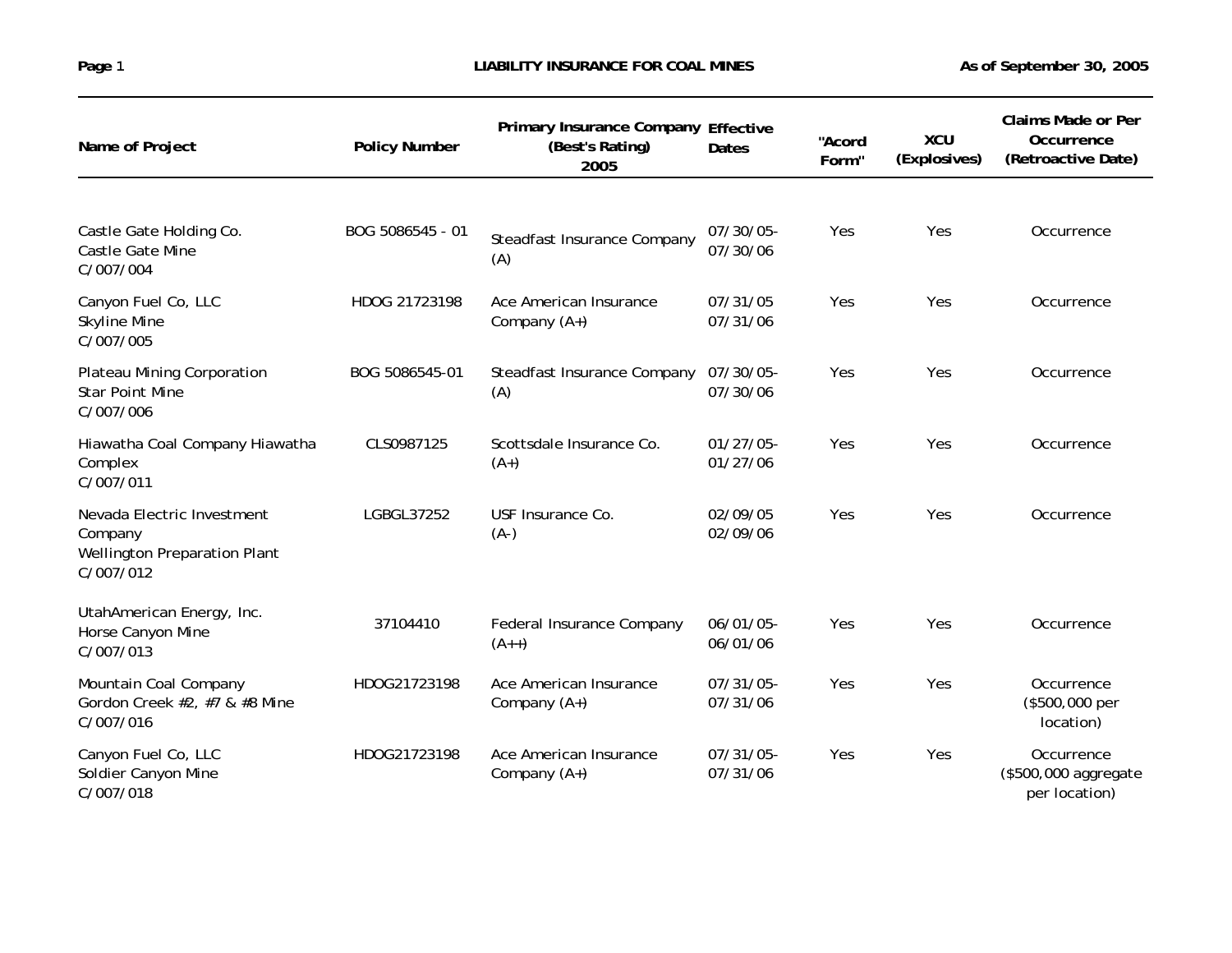# LIABILITY INSURANCE FOR COAL MINES

As of September 30, 2005

| Name of Project | Policy Number | Primary Insurance Company (Best's Rating) 2005 | Effective Dates | "Acord Form" | XCU (Explosives) | Claims Made or Per Occurrence (Retroactive Date) |
|---|---|---|---|---|---|---|
| Castle Gate Holding Co. Castle Gate Mine C/007/004 | BOG 5086545 - 01 | Steadfast Insurance Company (A) | 07/30/05-07/30/06 | Yes | Yes | Occurrence |
| Canyon Fuel Co, LLC Skyline Mine C/007/005 | HDOG 21723198 | Ace American Insurance Company (A+) | 07/31/05 07/31/06 | Yes | Yes | Occurrence |
| Plateau Mining Corporation Star Point Mine C/007/006 | BOG 5086545-01 | Steadfast Insurance Company (A) | 07/30/05-07/30/06 | Yes | Yes | Occurrence |
| Hiawatha Coal Company Hiawatha Complex C/007/011 | CLS0987125 | Scottsdale Insurance Co. (A+) | 01/27/05-01/27/06 | Yes | Yes | Occurrence |
| Nevada Electric Investment Company Wellington Preparation Plant C/007/012 | LGBGL37252 | USF Insurance Co. (A-) | 02/09/05 02/09/06 | Yes | Yes | Occurrence |
| UtahAmerican Energy, Inc. Horse Canyon Mine C/007/013 | 37104410 | Federal Insurance Company (A++) | 06/01/05-06/01/06 | Yes | Yes | Occurrence |
| Mountain Coal Company Gordon Creek #2, #7 & #8 Mine C/007/016 | HDOG21723198 | Ace American Insurance Company (A+) | 07/31/05-07/31/06 | Yes | Yes | Occurrence ($500,000 per location) |
| Canyon Fuel Co, LLC Soldier Canyon Mine C/007/018 | HDOG21723198 | Ace American Insurance Company (A+) | 07/31/05-07/31/06 | Yes | Yes | Occurrence ($500,000 aggregate per location) |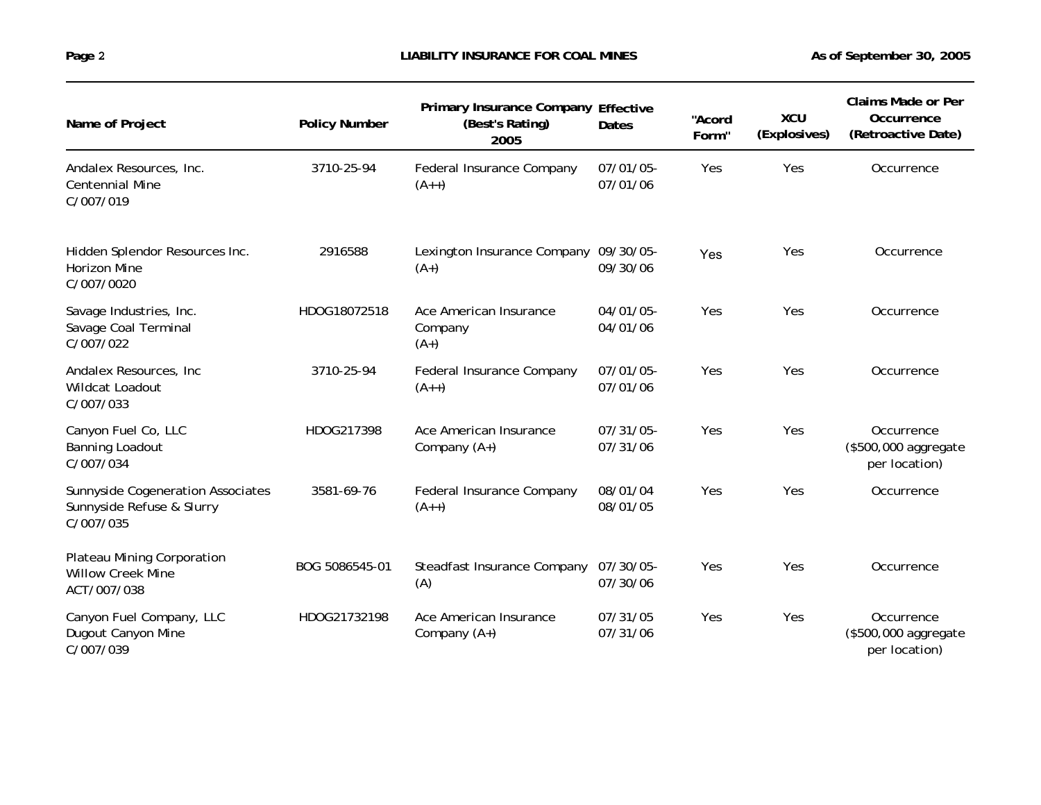| Name of Project | Policy Number | Primary Insurance Company (Best's Rating) 2005 | Effective Dates | "Acord Form" | XCU (Explosives) | Claims Made or Per Occurrence (Retroactive Date) |
|---|---|---|---|---|---|---|
| Andalex Resources, Inc. Centennial Mine C/007/019 | 3710-25-94 | Federal Insurance Company (A++) | 07/01/05-07/01/06 | Yes | Yes | Occurrence |
| Hidden Splendor Resources Inc. Horizon Mine C/007/0020 | 2916588 | Lexington Insurance Company (A+) | 09/30/05-09/30/06 | Yes | Yes | Occurrence |
| Savage Industries, Inc. Savage Coal Terminal C/007/022 | HDOG18072518 | Ace American Insurance Company (A+) | 04/01/05-04/01/06 | Yes | Yes | Occurrence |
| Andalex Resources, Inc Wildcat Loadout C/007/033 | 3710-25-94 | Federal Insurance Company (A++) | 07/01/05-07/01/06 | Yes | Yes | Occurrence |
| Canyon Fuel Co, LLC Banning Loadout C/007/034 | HDOG217398 | Ace American Insurance Company (A+) | 07/31/05-07/31/06 | Yes | Yes | Occurrence ($500,000 aggregate per location) |
| Sunnyside Cogeneration Associates Sunnyside Refuse & Slurry C/007/035 | 3581-69-76 | Federal Insurance Company (A++) | 08/01/04 08/01/05 | Yes | Yes | Occurrence |
| Plateau Mining Corporation Willow Creek Mine ACT/007/038 | BOG 5086545-01 | Steadfast Insurance Company (A) | 07/30/05-07/30/06 | Yes | Yes | Occurrence |
| Canyon Fuel Company, LLC Dugout Canyon Mine C/007/039 | HDOG21732198 | Ace American Insurance Company (A+) | 07/31/05 07/31/06 | Yes | Yes | Occurrence ($500,000 aggregate per location) |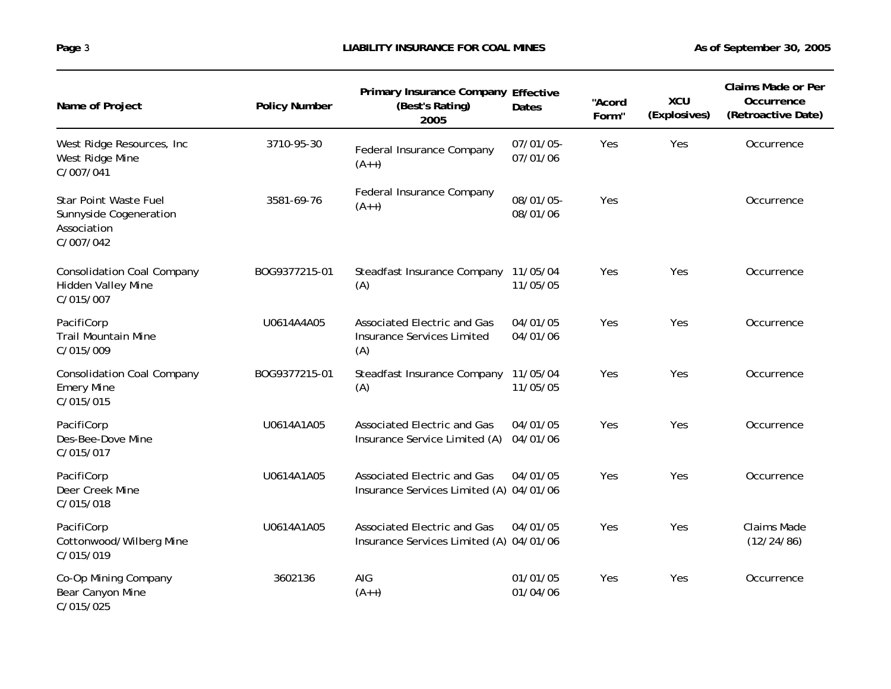| Name of Project | Policy Number | Primary Insurance Company (Best's Rating) 2005 | Effective Dates | "Acord Form" | XCU (Explosives) | Claims Made or Per Occurrence (Retroactive Date) |
|---|---|---|---|---|---|---|
| West Ridge Resources, Inc West Ridge Mine C/007/041 | 3710-95-30 | Federal Insurance Company (A++) | 07/01/05- 07/01/06 | Yes | Yes | Occurrence |
| Star Point Waste Fuel Sunnyside Cogeneration Association C/007/042 | 3581-69-76 | Federal Insurance Company (A++) | 08/01/05- 08/01/06 | Yes | | Occurrence |
| Consolidation Coal Company Hidden Valley Mine C/015/007 | BOG9377215-01 | Steadfast Insurance Company (A) | 11/05/04 11/05/05 | Yes | Yes | Occurrence |
| PacifiCorp Trail Mountain Mine C/015/009 | U0614A4A05 | Associated Electric and Gas Insurance Services Limited (A) | 04/01/05 04/01/06 | Yes | Yes | Occurrence |
| Consolidation Coal Company Emery Mine C/015/015 | BOG9377215-01 | Steadfast Insurance Company (A) | 11/05/04 11/05/05 | Yes | Yes | Occurrence |
| PacifiCorp Des-Bee-Dove Mine C/015/017 | U0614A1A05 | Associated Electric and Gas Insurance Service Limited (A) | 04/01/05 04/01/06 | Yes | Yes | Occurrence |
| PacifiCorp Deer Creek Mine C/015/018 | U0614A1A05 | Associated Electric and Gas Insurance Services Limited (A) | 04/01/05 04/01/06 | Yes | Yes | Occurrence |
| PacifiCorp Cottonwood/Wilberg Mine C/015/019 | U0614A1A05 | Associated Electric and Gas Insurance Services Limited (A) | 04/01/05 04/01/06 | Yes | Yes | Claims Made (12/24/86) |
| Co-Op Mining Company Bear Canyon Mine C/015/025 | 3602136 | AIG (A++) | 01/01/05 01/04/06 | Yes | Yes | Occurrence |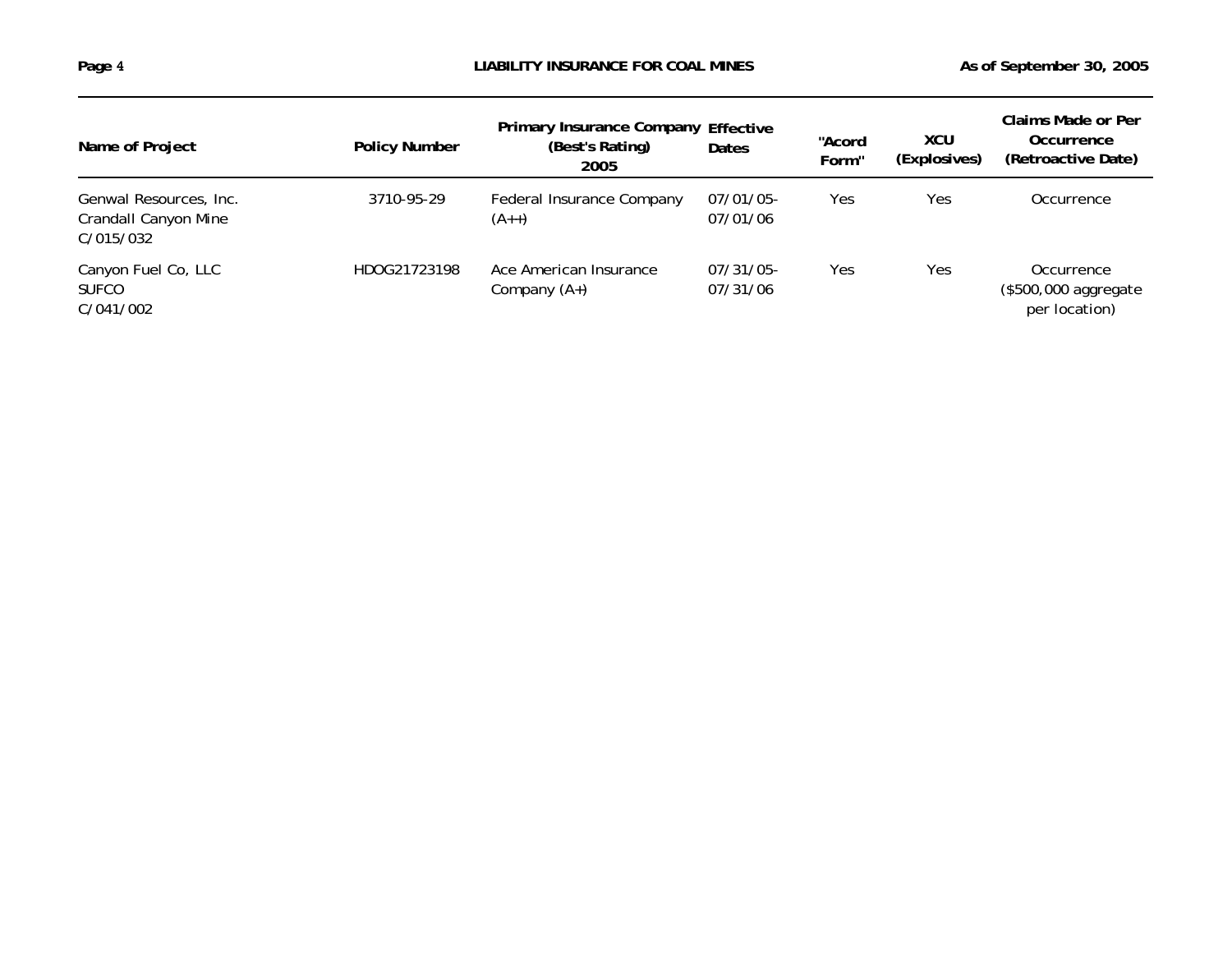| Name of Project | Policy Number | Primary Insurance Company (Best's Rating) 2005 | Effective Dates | "Acord Form" | XCU (Explosives) | Claims Made or Per Occurrence (Retroactive Date) |
| --- | --- | --- | --- | --- | --- | --- |
| Genwal Resources, Inc. Crandall Canyon Mine C/015/032 | 3710-95-29 | Federal Insurance Company (A++) | 07/01/05- 07/01/06 | Yes | Yes | Occurrence |
| Canyon Fuel Co, LLC SUFCO C/041/002 | HDOG21723198 | Ace American Insurance Company (A+) | 07/31/05- 07/31/06 | Yes | Yes | Occurrence ($500,000 aggregate per location) |